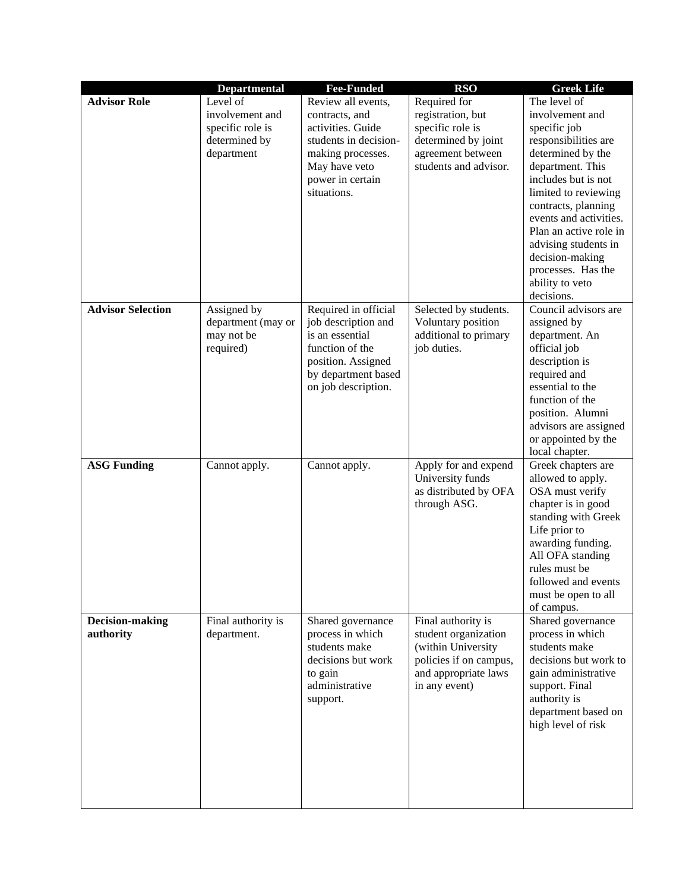| | Departmental | Fee-Funded | RSO | Greek Life |
|---|---|---|---|---|
| **Advisor Role** | Level of involvement and specific role is determined by department | Review all events, contracts, and activities. Guide students in decision-making processes. May have veto power in certain situations. | Required for registration, but specific role is determined by joint agreement between students and advisor. | The level of involvement and specific job responsibilities are determined by the department. This includes but is not limited to reviewing contracts, planning events and activities. Plan an active role in advising students in decision-making processes. Has the ability to veto decisions. |
| **Advisor Selection** | Assigned by department (may or may not be required) | Required in official job description and is an essential function of the position. Assigned by department based on job description. | Selected by students. Voluntary position additional to primary job duties. | Council advisors are assigned by department. An official job description is required and essential to the function of the position. Alumni advisors are assigned or appointed by the local chapter. |
| **ASG Funding** | Cannot apply. | Cannot apply. | Apply for and expend University funds as distributed by OFA through ASG. | Greek chapters are allowed to apply. OSA must verify chapter is in good standing with Greek Life prior to awarding funding. All OFA standing rules must be followed and events must be open to all of campus. |
| **Decision-making authority** | Final authority is department. | Shared governance process in which students make decisions but work to gain administrative support. | Final authority is student organization (within University policies if on campus, and appropriate laws in any event) | Shared governance process in which students make decisions but work to gain administrative support. Final authority is department based on high level of risk |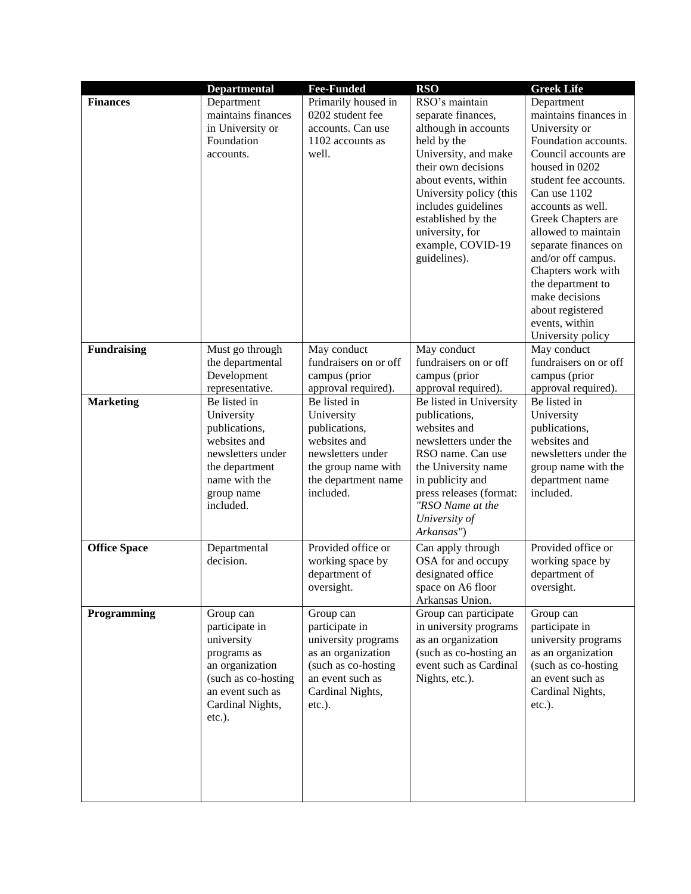| | Departmental | Fee-Funded | RSO | Greek Life |
|---|---|---|---|---|
| **Finances** | Department maintains finances in University or Foundation accounts. | Primarily housed in 0202 student fee accounts. Can use 1102 accounts as well. | RSO's maintain separate finances, although in accounts held by the University, and make their own decisions about events, within University policy (this includes guidelines established by the university, for example, COVID-19 guidelines). | Department maintains finances in University or Foundation accounts. Council accounts are housed in 0202 student fee accounts. Can use 1102 accounts as well. Greek Chapters are allowed to maintain separate finances on and/or off campus. Chapters work with the department to make decisions about registered events, within University policy |
| **Fundraising** | Must go through the departmental Development representative. | May conduct fundraisers on or off campus (prior approval required). | May conduct fundraisers on or off campus (prior approval required). | May conduct fundraisers on or off campus (prior approval required). |
| **Marketing** | Be listed in University publications, websites and newsletters under the department name with the group name included. | Be listed in University publications, websites and newsletters under the group name with the department name included. | Be listed in University publications, websites and newsletters under the RSO name. Can use the University name in publicity and press releases (format: *"RSO Name at the University of Arkansas"*) | Be listed in University publications, websites and newsletters under the group name with the department name included. |
| **Office Space** | Departmental decision. | Provided office or working space by department of oversight. | Can apply through OSA for and occupy designated office space on A6 floor Arkansas Union. | Provided office or working space by department of oversight. |
| **Programming** | Group can participate in university programs as an organization (such as co-hosting an event such as Cardinal Nights, etc.). | Group can participate in university programs as an organization (such as co-hosting an event such as Cardinal Nights, etc.). | Group can participate in university programs as an organization (such as co-hosting an event such as Cardinal Nights, etc.). | Group can participate in university programs as an organization (such as co-hosting an event such as Cardinal Nights, etc.). |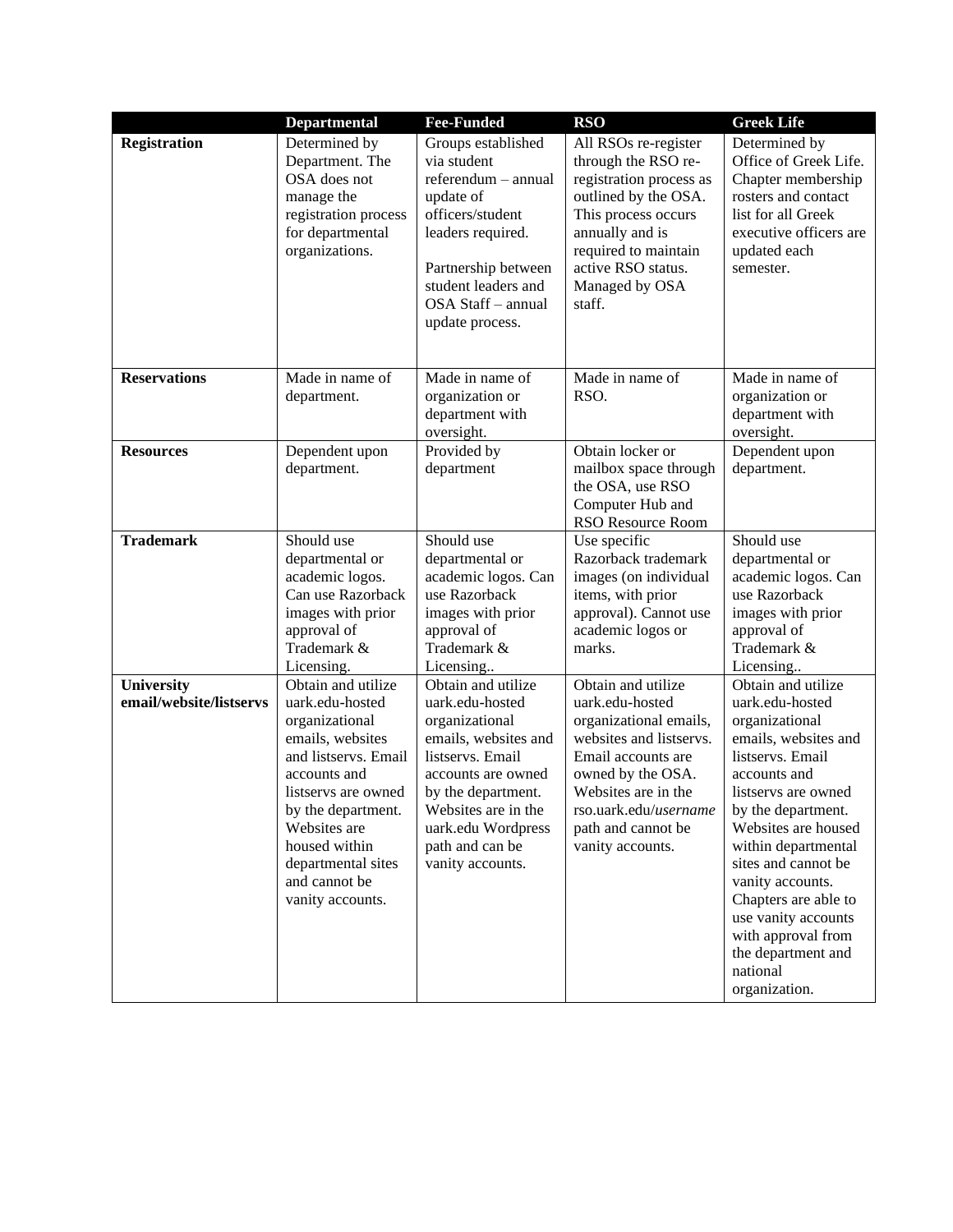| | Departmental | Fee-Funded | RSO | Greek Life |
|---|---|---|---|---|
| **Registration** | Determined by Department. The OSA does not manage the registration process for departmental organizations. | Groups established via student referendum – annual update of officers/student leaders required.<br><br>Partnership between student leaders and OSA Staff – annual update process. | All RSOs re-register through the RSO re-registration process as outlined by the OSA. This process occurs annually and is required to maintain active RSO status. Managed by OSA staff. | Determined by Office of Greek Life. Chapter membership rosters and contact list for all Greek executive officers are updated each semester. |
| **Reservations** | Made in name of department. | Made in name of organization or department with oversight. | Made in name of RSO. | Made in name of organization or department with oversight. |
| **Resources** | Dependent upon department. | Provided by department | Obtain locker or mailbox space through the OSA, use RSO Computer Hub and RSO Resource Room | Dependent upon department. |
| **Trademark** | Should use departmental or academic logos. Can use Razorback images with prior approval of Trademark & Licensing. | Should use departmental or academic logos. Can use Razorback images with prior approval of Trademark & Licensing.. | Use specific Razorback trademark images (on individual items, with prior approval). Cannot use academic logos or marks. | Should use departmental or academic logos. Can use Razorback images with prior approval of Trademark & Licensing.. |
| **University email/website/listservs** | Obtain and utilize uark.edu-hosted organizational emails, websites and listservs. Email accounts and listservs are owned by the department. Websites are housed within departmental sites and cannot be vanity accounts. | Obtain and utilize uark.edu-hosted organizational emails, websites and listservs. Email accounts are owned by the department. Websites are in the uark.edu Wordpress path and can be vanity accounts. | Obtain and utilize uark.edu-hosted organizational emails, websites and listservs. Email accounts are owned by the OSA. Websites are in the rso.uark.edu/*username* path and cannot be vanity accounts. | Obtain and utilize uark.edu-hosted organizational emails, websites and listservs. Email accounts and listservs are owned by the department. Websites are housed within departmental sites and cannot be vanity accounts. Chapters are able to use vanity accounts with approval from the department and national organization. |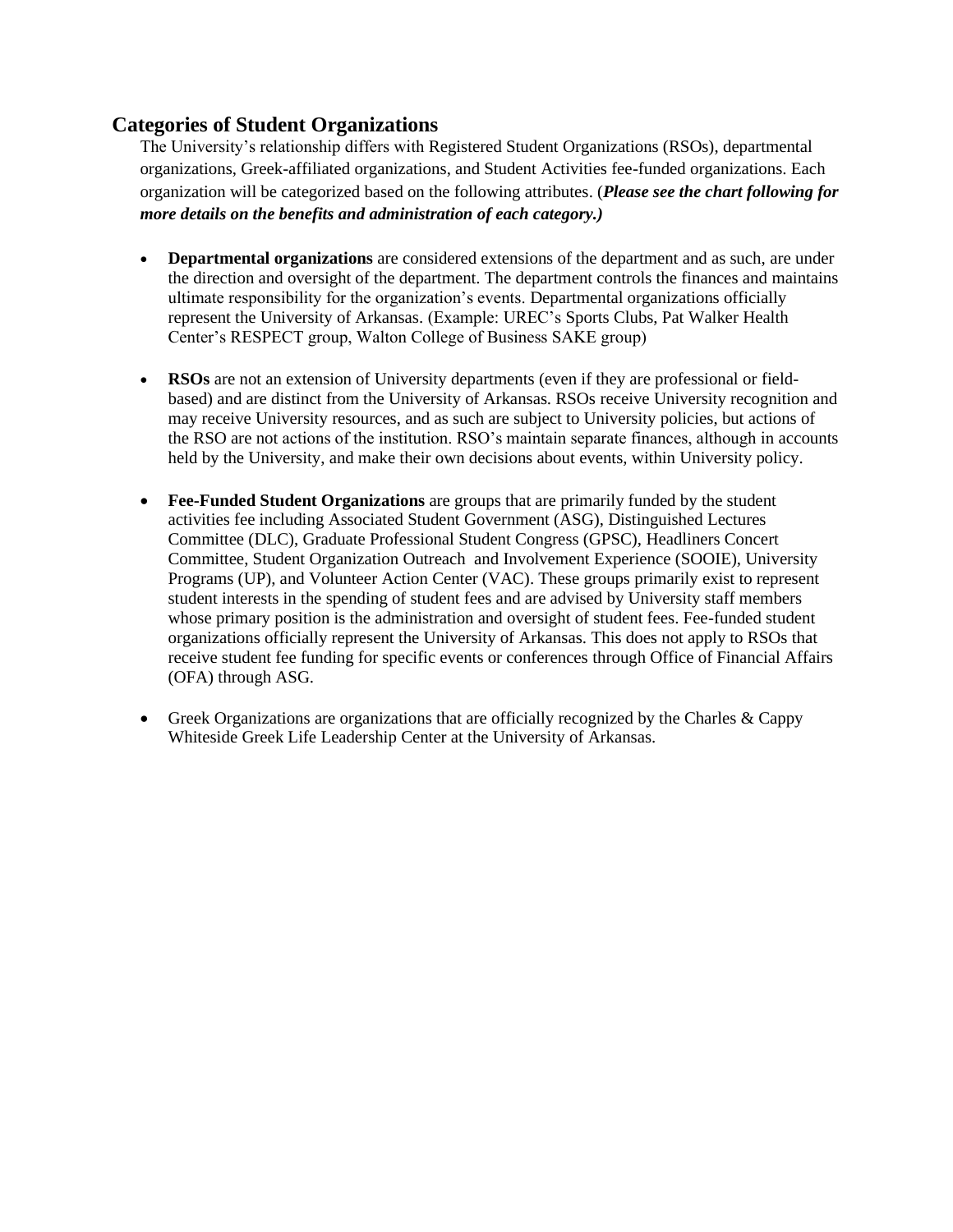## Categories of Student Organizations

The University's relationship differs with Registered Student Organizations (RSOs), departmental organizations, Greek-affiliated organizations, and Student Activities fee-funded organizations. Each organization will be categorized based on the following attributes. (***Please see the chart following for more details on the benefits and administration of each category.)***

- **Departmental organizations** are considered extensions of the department and as such, are under the direction and oversight of the department. The department controls the finances and maintains ultimate responsibility for the organization's events. Departmental organizations officially represent the University of Arkansas. (Example: UREC's Sports Clubs, Pat Walker Health Center's RESPECT group, Walton College of Business SAKE group)

- **RSOs** are not an extension of University departments (even if they are professional or field-based) and are distinct from the University of Arkansas. RSOs receive University recognition and may receive University resources, and as such are subject to University policies, but actions of the RSO are not actions of the institution. RSO's maintain separate finances, although in accounts held by the University, and make their own decisions about events, within University policy.

- **Fee-Funded Student Organizations** are groups that are primarily funded by the student activities fee including Associated Student Government (ASG), Distinguished Lectures Committee (DLC), Graduate Professional Student Congress (GPSC), Headliners Concert Committee, Student Organization Outreach and Involvement Experience (SOOIE), University Programs (UP), and Volunteer Action Center (VAC). These groups primarily exist to represent student interests in the spending of student fees and are advised by University staff members whose primary position is the administration and oversight of student fees. Fee-funded student organizations officially represent the University of Arkansas. This does not apply to RSOs that receive student fee funding for specific events or conferences through Office of Financial Affairs (OFA) through ASG.

- Greek Organizations are organizations that are officially recognized by the Charles & Cappy Whiteside Greek Life Leadership Center at the University of Arkansas.